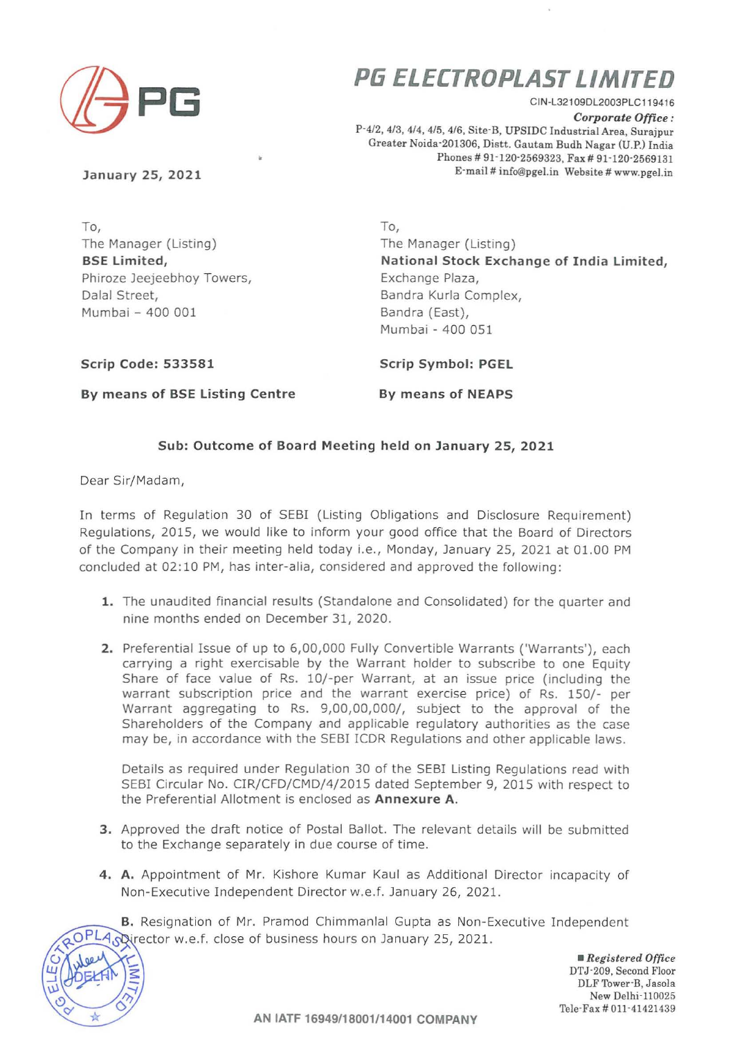# PG ELECTROPLAST LIMITED

CIN-L32109DL2003PLC119416

***Corporate Office :***
P-4/2, 4/3, 4/4, 4/5, 4/6, Site-B, UPSIDC Industrial Area, Surajpur
Greater Noida-201306, Distt. Gautam Budh Nagar (U.P.) India
Phones # 91-120-2569323, Fax # 91-120-2569131
E-mail # info@pgel.in Website # www.pgel.in

**January 25, 2021**

To,
The Manager (Listing)
**BSE Limited,**
Phiroze Jeejeebhoy Towers,
Dalal Street,
Mumbai – 400 001

**Scrip Code: 533581**

**By means of BSE Listing Centre**

To,
The Manager (Listing)
**National Stock Exchange of India Limited,**
Exchange Plaza,
Bandra Kurla Complex,
Bandra (East),
Mumbai - 400 051

**Scrip Symbol: PGEL**

**By means of NEAPS**

**Sub: Outcome of Board Meeting held on January 25, 2021**

Dear Sir/Madam,

In terms of Regulation 30 of SEBI (Listing Obligations and Disclosure Requirement) Regulations, 2015, we would like to inform your good office that the Board of Directors of the Company in their meeting held today i.e., Monday, January 25, 2021 at 01.00 PM concluded at 02:10 PM, has inter-alia, considered and approved the following:

1. The unaudited financial results (Standalone and Consolidated) for the quarter and nine months ended on December 31, 2020.

2. Preferential Issue of up to 6,00,000 Fully Convertible Warrants ('Warrants'), each carrying a right exercisable by the Warrant holder to subscribe to one Equity Share of face value of Rs. 10/-per Warrant, at an issue price (including the warrant subscription price and the warrant exercise price) of Rs. 150/- per Warrant aggregating to Rs. 9,00,00,000/, subject to the approval of the Shareholders of the Company and applicable regulatory authorities as the case may be, in accordance with the SEBI ICDR Regulations and other applicable laws.

   Details as required under Regulation 30 of the SEBI Listing Regulations read with SEBI Circular No. CIR/CFD/CMD/4/2015 dated September 9, 2015 with respect to the Preferential Allotment is enclosed as **Annexure A.**

3. Approved the draft notice of Postal Ballot. The relevant details will be submitted to the Exchange separately in due course of time.

4. **A.** Appointment of Mr. Kishore Kumar Kaul as Additional Director incapacity of Non-Executive Independent Director w.e.f. January 26, 2021.

   **B.** Resignation of Mr. Pramod Chimmanlal Gupta as Non-Executive Independent Director w.e.f. close of business hours on January 25, 2021.

***Registered Office***
DTJ-209, Second Floor
DLF Tower-B, Jasola
New Delhi-110025
Tele-Fax # 011-41421439

AN IATF 16949/18001/14001 COMPANY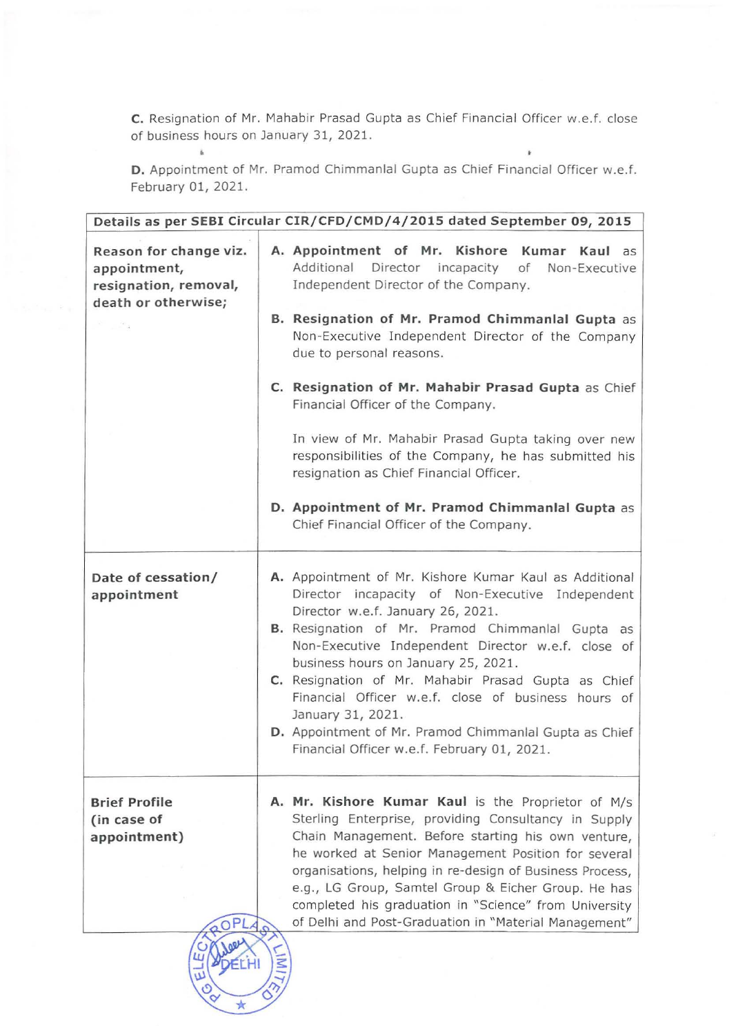**C.** Resignation of Mr. Mahabir Prasad Gupta as Chief Financial Officer w.e.f. close of business hours on January 31, 2021.

**D.** Appointment of Mr. Pramod Chimmanlal Gupta as Chief Financial Officer w.e.f. February 01, 2021.

| Details as per SEBI Circular CIR/CFD/CMD/4/2015 dated September 09, 2015 | |
|---|---|
| **Reason for change viz. appointment, resignation, removal, death or otherwise;** | **A. Appointment of Mr. Kishore Kumar Kaul** as Additional Director incapacity of Non-Executive Independent Director of the Company.<br><br>**B. Resignation of Mr. Pramod Chimmanlal Gupta** as Non-Executive Independent Director of the Company due to personal reasons.<br><br>**C. Resignation of Mr. Mahabir Prasad Gupta** as Chief Financial Officer of the Company.<br><br>In view of Mr. Mahabir Prasad Gupta taking over new responsibilities of the Company, he has submitted his resignation as Chief Financial Officer.<br><br>**D. Appointment of Mr. Pramod Chimmanlal Gupta** as Chief Financial Officer of the Company. |
| **Date of cessation/ appointment** | **A.** Appointment of Mr. Kishore Kumar Kaul as Additional Director incapacity of Non-Executive Independent Director w.e.f. January 26, 2021.<br>**B.** Resignation of Mr. Pramod Chimmanlal Gupta as Non-Executive Independent Director w.e.f. close of business hours on January 25, 2021.<br>**C.** Resignation of Mr. Mahabir Prasad Gupta as Chief Financial Officer w.e.f. close of business hours of January 31, 2021.<br>**D.** Appointment of Mr. Pramod Chimmanlal Gupta as Chief Financial Officer w.e.f. February 01, 2021. |
| **Brief Profile (in case of appointment)** | **A. Mr. Kishore Kumar Kaul** is the Proprietor of M/s Sterling Enterprise, providing Consultancy in Supply Chain Management. Before starting his own venture, he worked at Senior Management Position for several organisations, helping in re-design of Business Process, e.g., LG Group, Samtel Group & Eicher Group. He has completed his graduation in "Science" from University of Delhi and Post-Graduation in "Material Management" |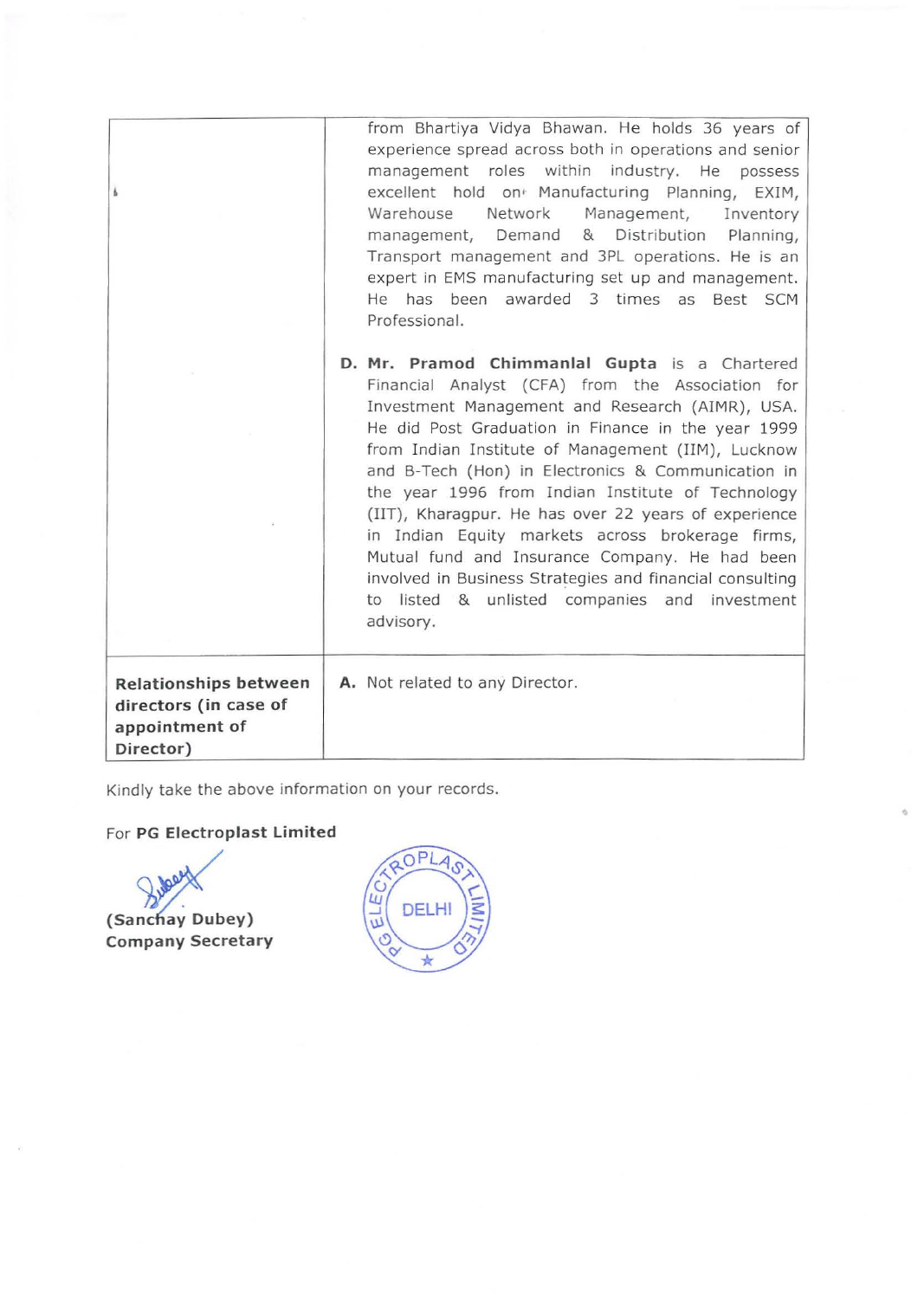| | |
|---|---|
| | from Bhartiya Vidya Bhawan. He holds 36 years of experience spread across both in operations and senior management roles within industry. He possess excellent hold on Manufacturing Planning, EXIM, Warehouse Network Management, Inventory management, Demand & Distribution Planning, Transport management and 3PL operations. He is an expert in EMS manufacturing set up and management. He has been awarded 3 times as Best SCM Professional.<br><br>**D. Mr. Pramod Chimmanlal Gupta** is a Chartered Financial Analyst (CFA) from the Association for Investment Management and Research (AIMR), USA. He did Post Graduation in Finance in the year 1999 from Indian Institute of Management (IIM), Lucknow and B-Tech (Hon) in Electronics & Communication in the year 1996 from Indian Institute of Technology (IIT), Kharagpur. He has over 22 years of experience in Indian Equity markets across brokerage firms, Mutual fund and Insurance Company. He had been involved in Business Strategies and financial consulting to listed & unlisted companies and investment advisory. |
| **Relationships between directors (in case of appointment of Director)** | **A.** Not related to any Director. |

Kindly take the above information on your records.

For **PG Electroplast Limited**

**(Sanchay Dubey)**
**Company Secretary**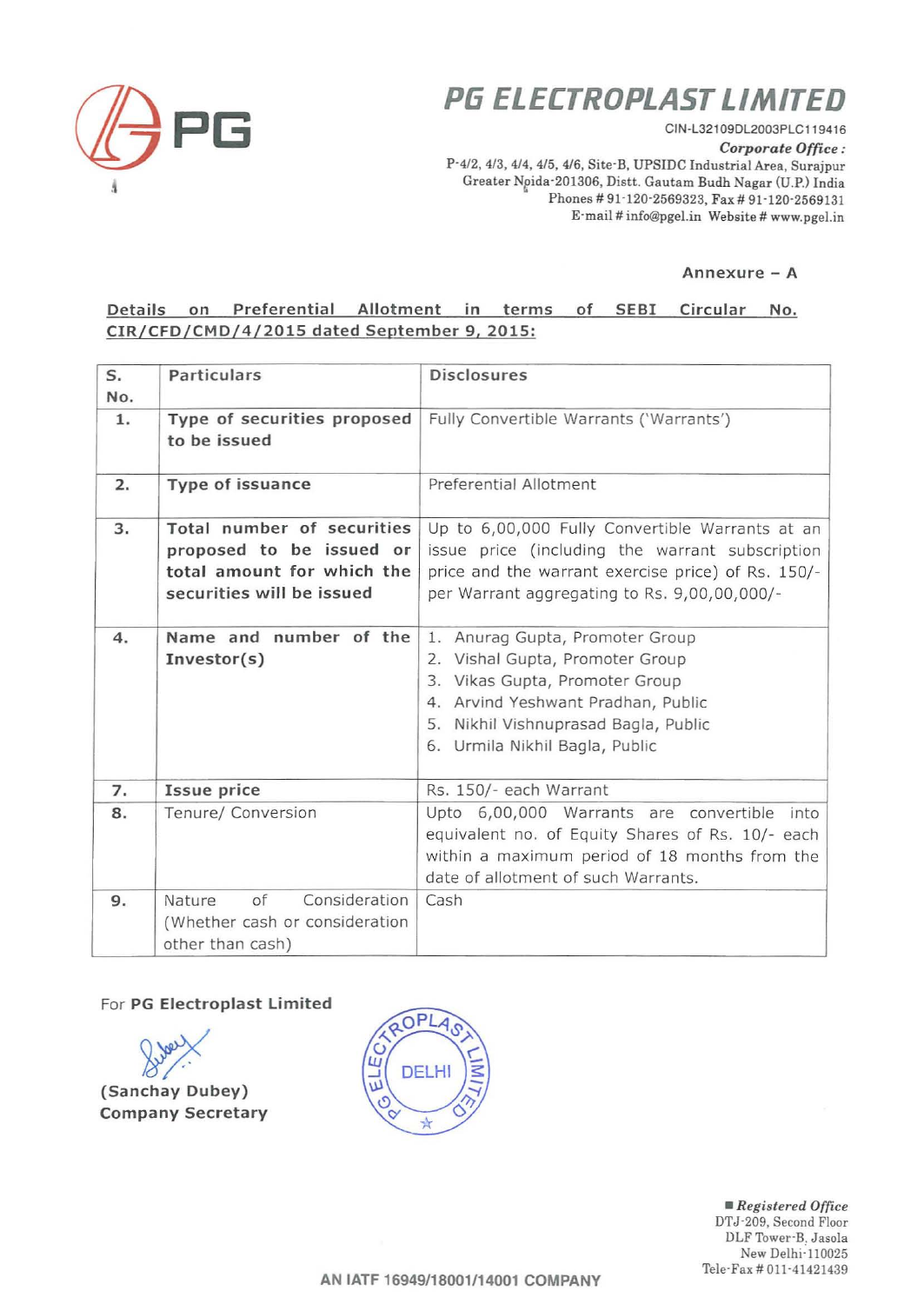# PG ELECTROPLAST LIMITED

CIN-L32109DL2003PLC119416

***Corporate Office :***
P-4/2, 4/3, 4/4, 4/5, 4/6, Site-B, UPSIDC Industrial Area, Surajpur
Greater Noida-201306, Distt. Gautam Budh Nagar (U.P.) India
Phones # 91-120-2569323, Fax # 91-120-2569131
E-mail # info@pgel.in Website # www.pgel.in

**Annexure – A**

**Details on Preferential Allotment in terms of SEBI Circular No. CIR/CFD/CMD/4/2015 dated September 9, 2015:**

| S. No. | Particulars | Disclosures |
|---|---|---|
| 1. | **Type of securities proposed to be issued** | Fully Convertible Warrants ('Warrants') |
| 2. | **Type of issuance** | Preferential Allotment |
| 3. | **Total number of securities proposed to be issued or total amount for which the securities will be issued** | Up to 6,00,000 Fully Convertible Warrants at an issue price (including the warrant subscription price and the warrant exercise price) of Rs. 150/- per Warrant aggregating to Rs. 9,00,00,000/- |
| 4. | **Name and number of the Investor(s)** | 1. Anurag Gupta, Promoter Group<br>2. Vishal Gupta, Promoter Group<br>3. Vikas Gupta, Promoter Group<br>4. Arvind Yeshwant Pradhan, Public<br>5. Nikhil Vishnuprasad Bagla, Public<br>6. Urmila Nikhil Bagla, Public |
| 7. | **Issue price** | Rs. 150/- each Warrant |
| 8. | Tenure/ Conversion | Upto 6,00,000 Warrants are convertible into equivalent no. of Equity Shares of Rs. 10/- each within a maximum period of 18 months from the date of allotment of such Warrants. |
| 9. | Nature of Consideration (Whether cash or consideration other than cash) | Cash |

For **PG Electroplast Limited**

**(Sanchay Dubey)**
**Company Secretary**

■ ***Registered Office***
DTJ-209, Second Floor
DLF Tower-B, Jasola
New Delhi-110025
Tele-Fax # 011-41421439

AN IATF 16949/18001/14001 COMPANY